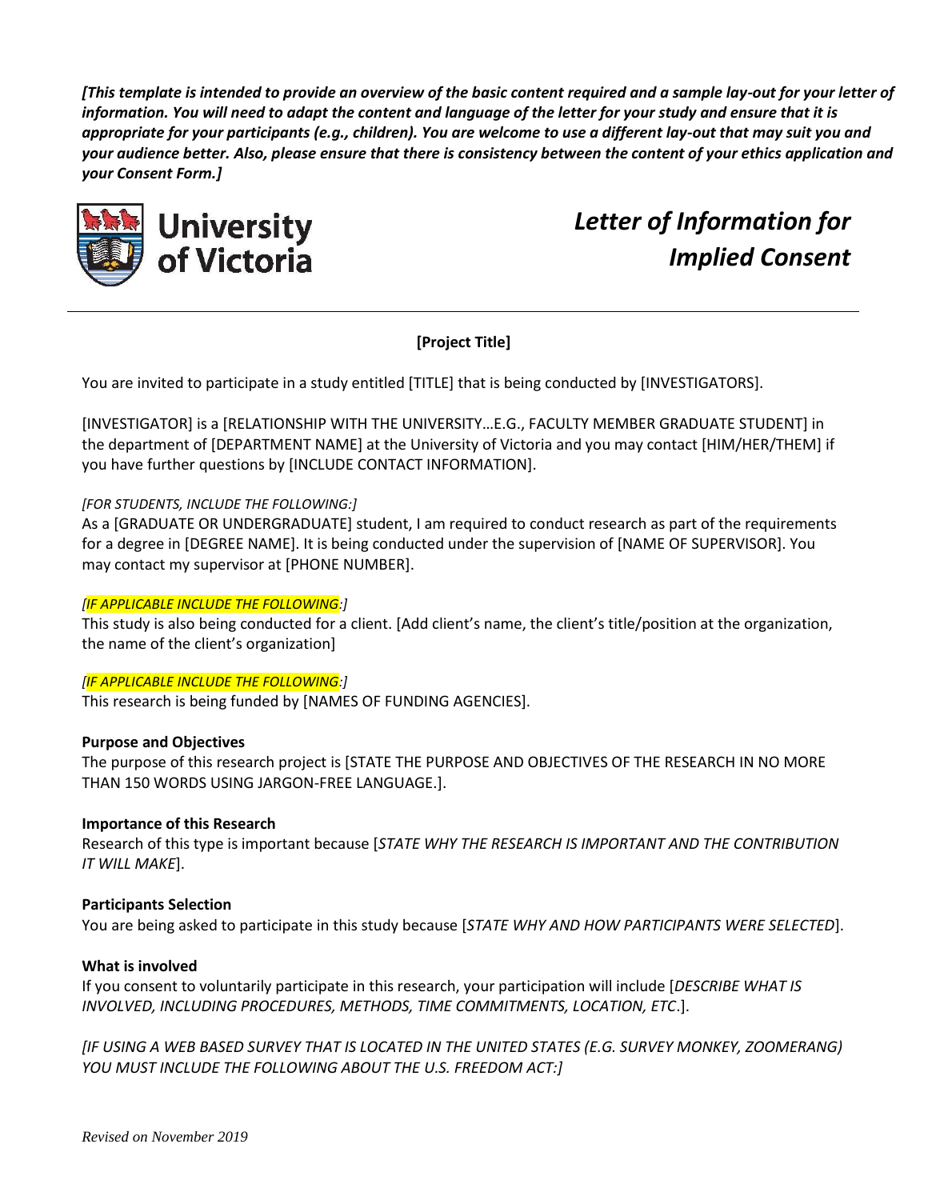***[This template is intended to provide an overview of the basic content required and a sample lay-out for your letter of information. You will need to adapt the content and language of the letter for your study and ensure that it is appropriate for your participants (e.g., children). You are welcome to use a different lay-out that may suit you and your audience better. Also, please ensure that there is consistency between the content of your ethics application and your Consent Form.]***

University of Victoria

# *Letter of Information for Implied Consent*

**[Project Title]**

You are invited to participate in a study entitled [TITLE] that is being conducted by [INVESTIGATORS].

[INVESTIGATOR] is a [RELATIONSHIP WITH THE UNIVERSITY…E.G., FACULTY MEMBER GRADUATE STUDENT] in the department of [DEPARTMENT NAME] at the University of Victoria and you may contact [HIM/HER/THEM] if you have further questions by [INCLUDE CONTACT INFORMATION].

*[FOR STUDENTS, INCLUDE THE FOLLOWING:]*
As a [GRADUATE OR UNDERGRADUATE] student, I am required to conduct research as part of the requirements for a degree in [DEGREE NAME]. It is being conducted under the supervision of [NAME OF SUPERVISOR]. You may contact my supervisor at [PHONE NUMBER].

*[IF APPLICABLE INCLUDE THE FOLLOWING:]*
This study is also being conducted for a client. [Add client's name, the client's title/position at the organization, the name of the client's organization]

*[IF APPLICABLE INCLUDE THE FOLLOWING:]*
This research is being funded by [NAMES OF FUNDING AGENCIES].

**Purpose and Objectives**
The purpose of this research project is [STATE THE PURPOSE AND OBJECTIVES OF THE RESEARCH IN NO MORE THAN 150 WORDS USING JARGON-FREE LANGUAGE.].

**Importance of this Research**
Research of this type is important because [*STATE WHY THE RESEARCH IS IMPORTANT AND THE CONTRIBUTION IT WILL MAKE*].

**Participants Selection**
You are being asked to participate in this study because [*STATE WHY AND HOW PARTICIPANTS WERE SELECTED*].

**What is involved**
If you consent to voluntarily participate in this research, your participation will include [*DESCRIBE WHAT IS INVOLVED, INCLUDING PROCEDURES, METHODS, TIME COMMITMENTS, LOCATION, ETC*.].

*[IF USING A WEB BASED SURVEY THAT IS LOCATED IN THE UNITED STATES (E.G. SURVEY MONKEY, ZOOMERANG) YOU MUST INCLUDE THE FOLLOWING ABOUT THE U.S. FREEDOM ACT:]*

*Revised on November 2019*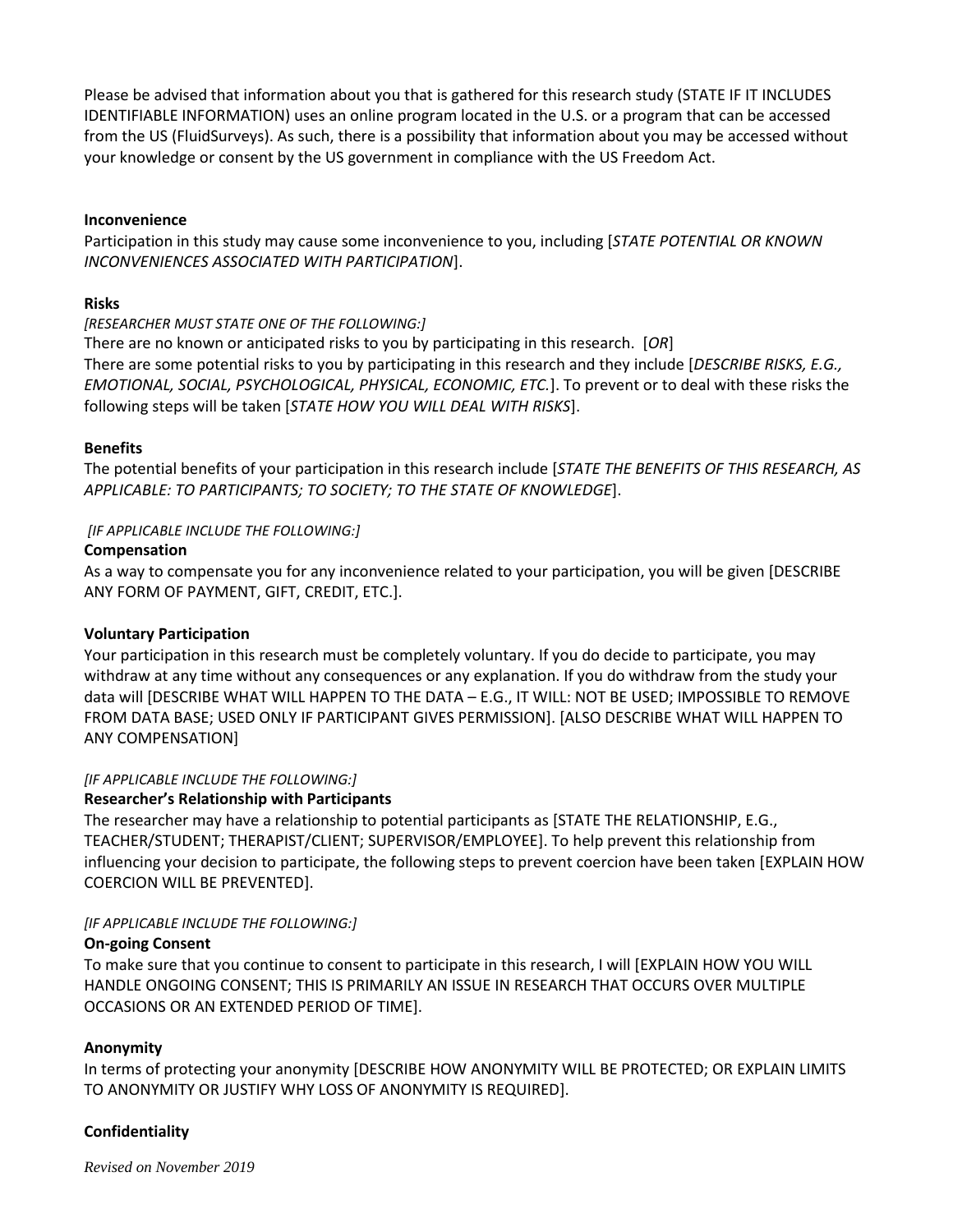Please be advised that information about you that is gathered for this research study (STATE IF IT INCLUDES IDENTIFIABLE INFORMATION) uses an online program located in the U.S. or a program that can be accessed from the US (FluidSurveys). As such, there is a possibility that information about you may be accessed without your knowledge or consent by the US government in compliance with the US Freedom Act.

**Inconvenience**

Participation in this study may cause some inconvenience to you, including [*STATE POTENTIAL OR KNOWN INCONVENIENCES ASSOCIATED WITH PARTICIPATION*].

**Risks**

*[RESEARCHER MUST STATE ONE OF THE FOLLOWING:]*

There are no known or anticipated risks to you by participating in this research. [*OR*]

There are some potential risks to you by participating in this research and they include [*DESCRIBE RISKS, E.G., EMOTIONAL, SOCIAL, PSYCHOLOGICAL, PHYSICAL, ECONOMIC, ETC.*]. To prevent or to deal with these risks the following steps will be taken [*STATE HOW YOU WILL DEAL WITH RISKS*].

**Benefits**

The potential benefits of your participation in this research include [*STATE THE BENEFITS OF THIS RESEARCH, AS APPLICABLE: TO PARTICIPANTS; TO SOCIETY; TO THE STATE OF KNOWLEDGE*].

*[IF APPLICABLE INCLUDE THE FOLLOWING:]*

**Compensation**

As a way to compensate you for any inconvenience related to your participation, you will be given [DESCRIBE ANY FORM OF PAYMENT, GIFT, CREDIT, ETC.].

**Voluntary Participation**

Your participation in this research must be completely voluntary. If you do decide to participate, you may withdraw at any time without any consequences or any explanation. If you do withdraw from the study your data will [DESCRIBE WHAT WILL HAPPEN TO THE DATA – E.G., IT WILL: NOT BE USED; IMPOSSIBLE TO REMOVE FROM DATA BASE; USED ONLY IF PARTICIPANT GIVES PERMISSION]. [ALSO DESCRIBE WHAT WILL HAPPEN TO ANY COMPENSATION]

*[IF APPLICABLE INCLUDE THE FOLLOWING:]*

**Researcher's Relationship with Participants**

The researcher may have a relationship to potential participants as [STATE THE RELATIONSHIP, E.G., TEACHER/STUDENT; THERAPIST/CLIENT; SUPERVISOR/EMPLOYEE]. To help prevent this relationship from influencing your decision to participate, the following steps to prevent coercion have been taken [EXPLAIN HOW COERCION WILL BE PREVENTED].

*[IF APPLICABLE INCLUDE THE FOLLOWING:]*

**On-going Consent**

To make sure that you continue to consent to participate in this research, I will [EXPLAIN HOW YOU WILL HANDLE ONGOING CONSENT; THIS IS PRIMARILY AN ISSUE IN RESEARCH THAT OCCURS OVER MULTIPLE OCCASIONS OR AN EXTENDED PERIOD OF TIME].

**Anonymity**

In terms of protecting your anonymity [DESCRIBE HOW ANONYMITY WILL BE PROTECTED; OR EXPLAIN LIMITS TO ANONYMITY OR JUSTIFY WHY LOSS OF ANONYMITY IS REQUIRED].

**Confidentiality**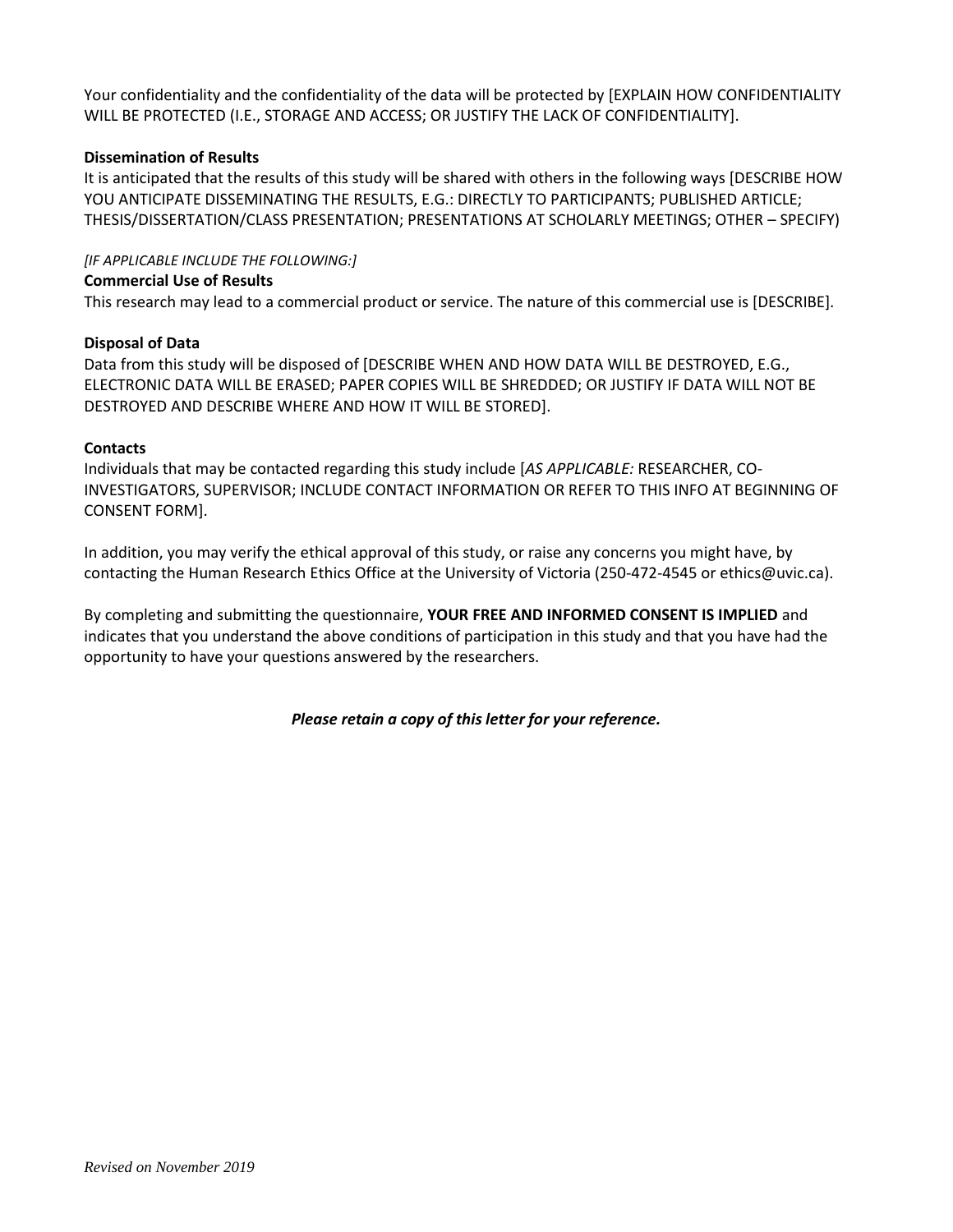Your confidentiality and the confidentiality of the data will be protected by [EXPLAIN HOW CONFIDENTIALITY WILL BE PROTECTED (I.E., STORAGE AND ACCESS; OR JUSTIFY THE LACK OF CONFIDENTIALITY].

**Dissemination of Results**

It is anticipated that the results of this study will be shared with others in the following ways [DESCRIBE HOW YOU ANTICIPATE DISSEMINATING THE RESULTS, E.G.: DIRECTLY TO PARTICIPANTS; PUBLISHED ARTICLE; THESIS/DISSERTATION/CLASS PRESENTATION; PRESENTATIONS AT SCHOLARLY MEETINGS; OTHER – SPECIFY)

*[IF APPLICABLE INCLUDE THE FOLLOWING:]*

**Commercial Use of Results**

This research may lead to a commercial product or service. The nature of this commercial use is [DESCRIBE].

**Disposal of Data**

Data from this study will be disposed of [DESCRIBE WHEN AND HOW DATA WILL BE DESTROYED, E.G., ELECTRONIC DATA WILL BE ERASED; PAPER COPIES WILL BE SHREDDED; OR JUSTIFY IF DATA WILL NOT BE DESTROYED AND DESCRIBE WHERE AND HOW IT WILL BE STORED].

**Contacts**

Individuals that may be contacted regarding this study include [*AS APPLICABLE:* RESEARCHER, CO-INVESTIGATORS, SUPERVISOR; INCLUDE CONTACT INFORMATION OR REFER TO THIS INFO AT BEGINNING OF CONSENT FORM].

In addition, you may verify the ethical approval of this study, or raise any concerns you might have, by contacting the Human Research Ethics Office at the University of Victoria (250-472-4545 or ethics@uvic.ca).

By completing and submitting the questionnaire, **YOUR FREE AND INFORMED CONSENT IS IMPLIED** and indicates that you understand the above conditions of participation in this study and that you have had the opportunity to have your questions answered by the researchers.

***Please retain a copy of this letter for your reference.***

*Revised on November 2019*